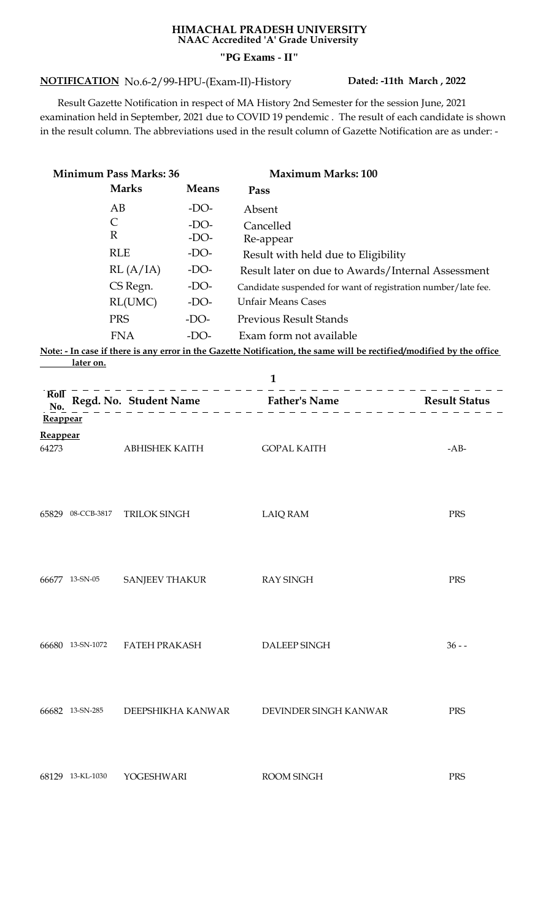# HIMACHAL PRADESH UNIVERSITY
**NAAC Accredited 'A' Grade University**

**"PG Exams - II"**

**NOTIFICATION** No.6-2/99-HPU-(Exam-II)-History **Dated: -11th March , 2022**

Result Gazette Notification in respect of MA History 2nd Semester for the session June, 2021 examination held in September, 2021 due to COVID 19 pendemic . The result of each candidate is shown in the result column. The abbreviations used in the result column of Gazette Notification are as under: -

**Minimum Pass Marks: 36** **Maximum Marks: 100**

| Marks | Means | Pass |
|---|---|---|
| AB | -DO- | Absent |
| C | -DO- | Cancelled |
| R | -DO- | Re-appear |
| RLE | -DO- | Result with held due to Eligibility |
| RL (A/IA) | -DO- | Result later on due to Awards/Internal Assessment |
| CS Regn. | -DO- | Candidate suspended for want of registration number/late fee. |
| RL(UMC) | -DO- | Unfair Means Cases |
| PRS | -DO- | Previous Result Stands |
| FNA | -DO- | Exam form not available |

**Note: - In case if there is any error in the Gazette Notification, the same will be rectified/modified by the office later on.**

| Roll No. | Regd. No. | Student Name | Father's Name | Result Status |
|---|---|---|---|---|
| **Reappear** | | | | |
| **Reappear** | | | | |
| 64273 | | ABHISHEK KAITH | GOPAL KAITH | -AB- |
| 65829 | 08-CCB-3817 | TRILOK SINGH | LAIQ RAM | PRS |
| 66677 | 13-SN-05 | SANJEEV THAKUR | RAY SINGH | PRS |
| 66680 | 13-SN-1072 | FATEH PRAKASH | DALEEP SINGH | 36 - - |
| 66682 | 13-SN-285 | DEEPSHIKHA KANWAR | DEVINDER SINGH KANWAR | PRS |
| 68129 | 13-KL-1030 | YOGESHWARI | ROOM SINGH | PRS |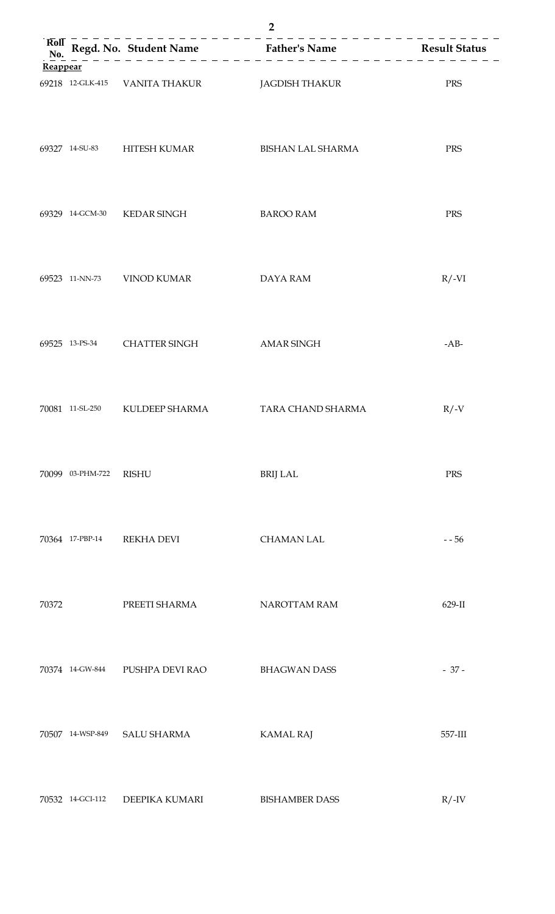| Roll No. | Regd. No. | Student Name | Father's Name | Result Status |
|---|---|---|---|---|
| **Reappear** | | | | |
| 69218 | 12-GLK-415 | VANITA THAKUR | JAGDISH THAKUR | PRS |
| 69327 | 14-SU-83 | HITESH KUMAR | BISHAN LAL SHARMA | PRS |
| 69329 | 14-GCM-30 | KEDAR SINGH | BAROO RAM | PRS |
| 69523 | 11-NN-73 | VINOD KUMAR | DAYA RAM | R/-VI |
| 69525 | 13-PS-34 | CHATTER SINGH | AMAR SINGH | -AB- |
| 70081 | 11-SL-250 | KULDEEP SHARMA | TARA CHAND SHARMA | R/-V |
| 70099 | 03-PHM-722 | RISHU | BRIJ LAL | PRS |
| 70364 | 17-PBP-14 | REKHA DEVI | CHAMAN LAL | - - 56 |
| 70372 | | PREETI SHARMA | NAROTTAM RAM | 629-II |
| 70374 | 14-GW-844 | PUSHPA DEVI RAO | BHAGWAN DASS | - 37 - |
| 70507 | 14-WSP-849 | SALU SHARMA | KAMAL RAJ | 557-III |
| 70532 | 14-GCI-112 | DEEPIKA KUMARI | BISHAMBER DASS | R/-IV |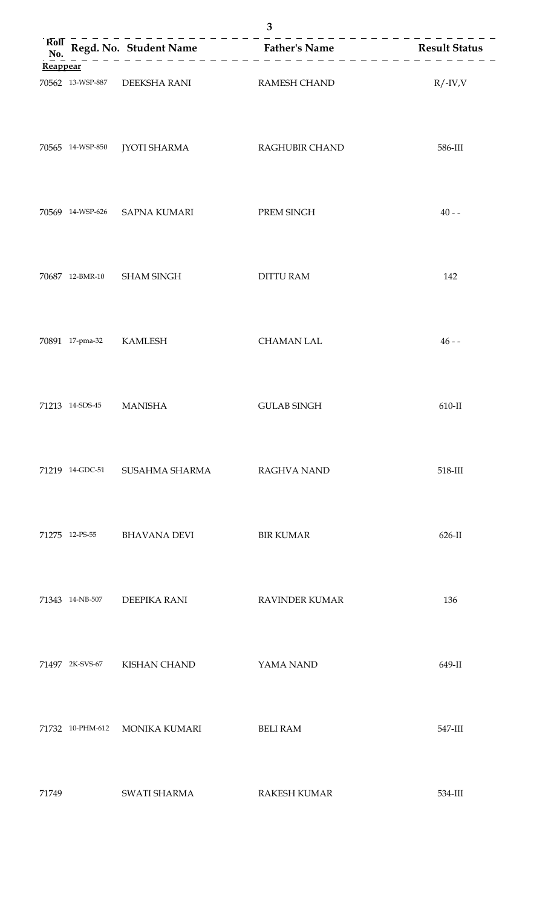| Roll No. | Regd. No. | Student Name | Father's Name | Result Status |
|---|---|---|---|---|
| **Reappear** | | | | |
| 70562 | 13-WSP-887 | DEEKSHA RANI | RAMESH CHAND | R/-IV,V |
| 70565 | 14-WSP-850 | JYOTI SHARMA | RAGHUBIR CHAND | 586-III |
| 70569 | 14-WSP-626 | SAPNA KUMARI | PREM SINGH | 40 - - |
| 70687 | 12-BMR-10 | SHAM SINGH | DITTU RAM | 142 |
| 70891 | 17-pma-32 | KAMLESH | CHAMAN LAL | 46 - - |
| 71213 | 14-SDS-45 | MANISHA | GULAB SINGH | 610-II |
| 71219 | 14-GDC-51 | SUSAHMA SHARMA | RAGHVA NAND | 518-III |
| 71275 | 12-PS-55 | BHAVANA DEVI | BIR KUMAR | 626-II |
| 71343 | 14-NB-507 | DEEPIKA RANI | RAVINDER KUMAR | 136 |
| 71497 | 2K-SVS-67 | KISHAN CHAND | YAMA NAND | 649-II |
| 71732 | 10-PHM-612 | MONIKA KUMARI | BELI RAM | 547-III |
| 71749 | | SWATI SHARMA | RAKESH KUMAR | 534-III |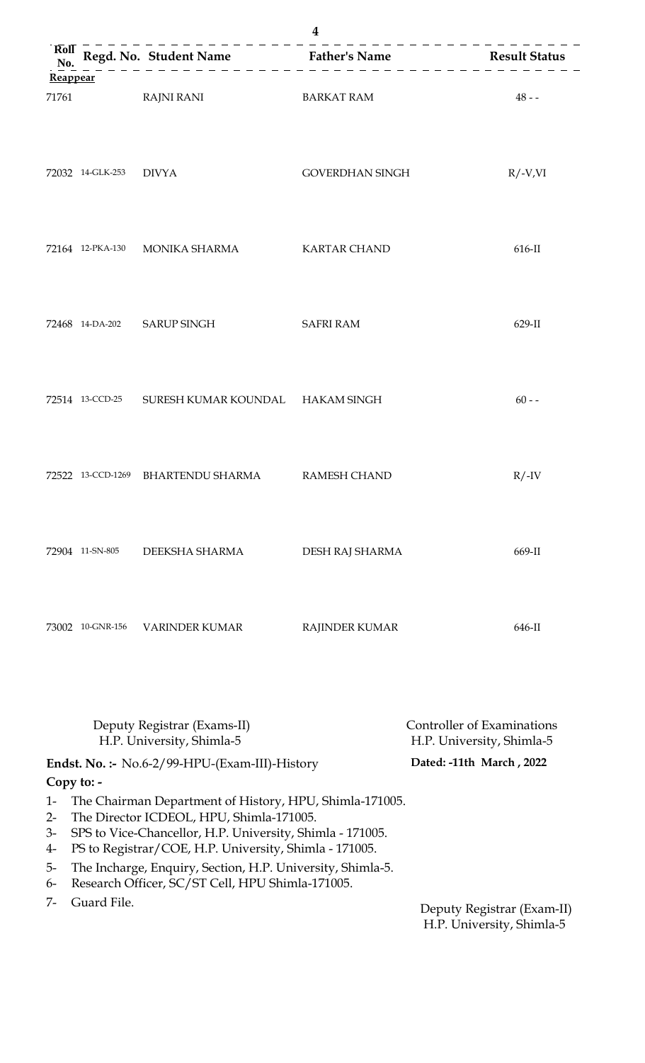| Roll No. | Regd. No. | Student Name | Father's Name | Result Status |
|---|---|---|---|---|
| **Reappear** | | | | |
| 71761 | | RAJNI RANI | BARKAT RAM | 48 - - |
| 72032 | 14-GLK-253 | DIVYA | GOVERDHAN SINGH | R/-V,VI |
| 72164 | 12-PKA-130 | MONIKA SHARMA | KARTAR CHAND | 616-II |
| 72468 | 14-DA-202 | SARUP SINGH | SAFRI RAM | 629-II |
| 72514 | 13-CCD-25 | SURESH KUMAR KOUNDAL | HAKAM SINGH | 60 - - |
| 72522 | 13-CCD-1269 | BHARTENDU SHARMA | RAMESH CHAND | R/-IV |
| 72904 | 11-SN-805 | DEEKSHA SHARMA | DESH RAJ SHARMA | 669-II |
| 73002 | 10-GNR-156 | VARINDER KUMAR | RAJINDER KUMAR | 646-II |

Deputy Registrar (Exams-II)
H.P. University, Shimla-5

Controller of Examinations
H.P. University, Shimla-5

**Endst. No. :-** No.6-2/99-HPU-(Exam-III)-History

**Dated: -11th March , 2022**

**Copy to: -**

1- The Chairman Department of History, HPU, Shimla-171005.
2- The Director ICDEOL, HPU, Shimla-171005.
3- SPS to Vice-Chancellor, H.P. University, Shimla - 171005.
4- PS to Registrar/COE, H.P. University, Shimla - 171005.
5- The Incharge, Enquiry, Section, H.P. University, Shimla-5.
6- Research Officer, SC/ST Cell, HPU Shimla-171005.
7- Guard File.

Deputy Registrar (Exam-II)
H.P. University, Shimla-5